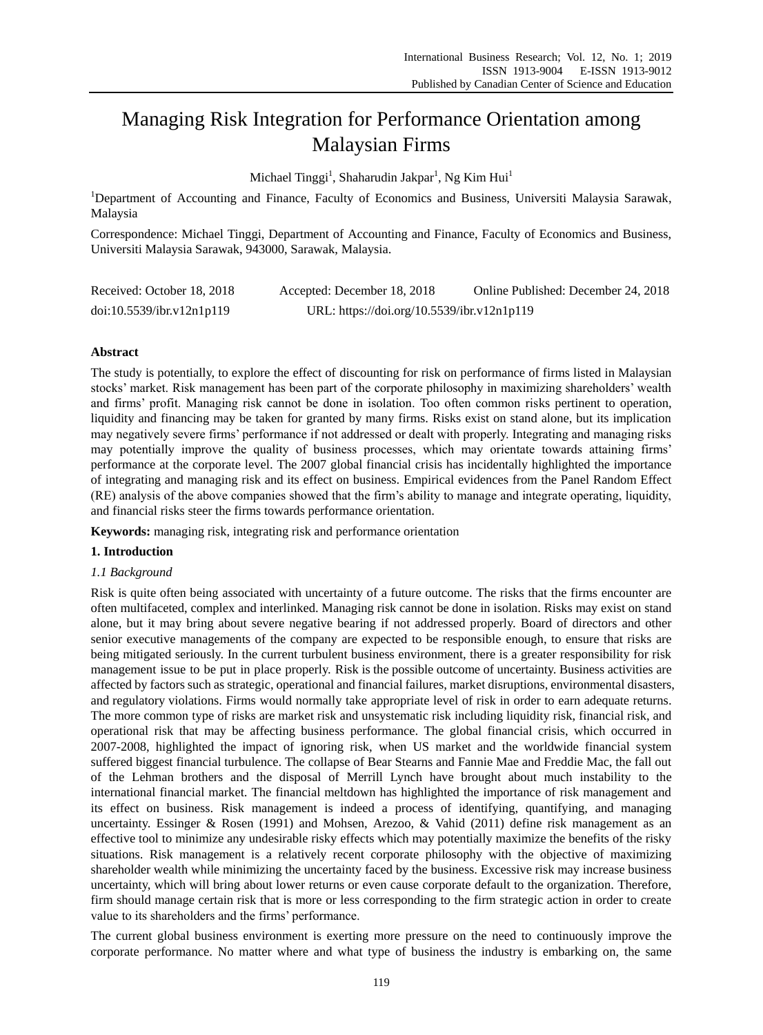# Managing Risk Integration for Performance Orientation among Malaysian Firms

Michael Tinggi[1], Shaharudin Jakpar[1], Ng Kim Hui[1]

[1]Department of Accounting and Finance, Faculty of Economics and Business, Universiti Malaysia Sarawak, Malaysia

Correspondence: Michael Tinggi, Department of Accounting and Finance, Faculty of Economics and Business, Universiti Malaysia Sarawak, 943000, Sarawak, Malaysia.

Received: October 18, 2018 Accepted: December 18, 2018 Online Published: December 24, 2018

doi:10.5539/ibr.v12n1p119 URL: https://doi.org/10.5539/ibr.v12n1p119

## Abstract

The study is potentially, to explore the effect of discounting for risk on performance of firms listed in Malaysian stocks' market. Risk management has been part of the corporate philosophy in maximizing shareholders' wealth and firms' profit. Managing risk cannot be done in isolation. Too often common risks pertinent to operation, liquidity and financing may be taken for granted by many firms. Risks exist on stand alone, but its implication may negatively severe firms' performance if not addressed or dealt with properly. Integrating and managing risks may potentially improve the quality of business processes, which may orientate towards attaining firms' performance at the corporate level. The 2007 global financial crisis has incidentally highlighted the importance of integrating and managing risk and its effect on business. Empirical evidences from the Panel Random Effect (RE) analysis of the above companies showed that the firm's ability to manage and integrate operating, liquidity, and financial risks steer the firms towards performance orientation.

**Keywords:** managing risk, integrating risk and performance orientation

## 1. Introduction

### *1.1 Background*

Risk is quite often being associated with uncertainty of a future outcome. The risks that the firms encounter are often multifaceted, complex and interlinked. Managing risk cannot be done in isolation. Risks may exist on stand alone, but it may bring about severe negative bearing if not addressed properly. Board of directors and other senior executive managements of the company are expected to be responsible enough, to ensure that risks are being mitigated seriously. In the current turbulent business environment, there is a greater responsibility for risk management issue to be put in place properly. Risk is the possible outcome of uncertainty. Business activities are affected by factors such as strategic, operational and financial failures, market disruptions, environmental disasters, and regulatory violations. Firms would normally take appropriate level of risk in order to earn adequate returns. The more common type of risks are market risk and unsystematic risk including liquidity risk, financial risk, and operational risk that may be affecting business performance. The global financial crisis, which occurred in 2007-2008, highlighted the impact of ignoring risk, when US market and the worldwide financial system suffered biggest financial turbulence. The collapse of Bear Stearns and Fannie Mae and Freddie Mac, the fall out of the Lehman brothers and the disposal of Merrill Lynch have brought about much instability to the international financial market. The financial meltdown has highlighted the importance of risk management and its effect on business. Risk management is indeed a process of identifying, quantifying, and managing uncertainty. Essinger & Rosen (1991) and Mohsen, Arezoo, & Vahid (2011) define risk management as an effective tool to minimize any undesirable risky effects which may potentially maximize the benefits of the risky situations. Risk management is a relatively recent corporate philosophy with the objective of maximizing shareholder wealth while minimizing the uncertainty faced by the business. Excessive risk may increase business uncertainty, which will bring about lower returns or even cause corporate default to the organization. Therefore, firm should manage certain risk that is more or less corresponding to the firm strategic action in order to create value to its shareholders and the firms' performance.

The current global business environment is exerting more pressure on the need to continuously improve the corporate performance. No matter where and what type of business the industry is embarking on, the same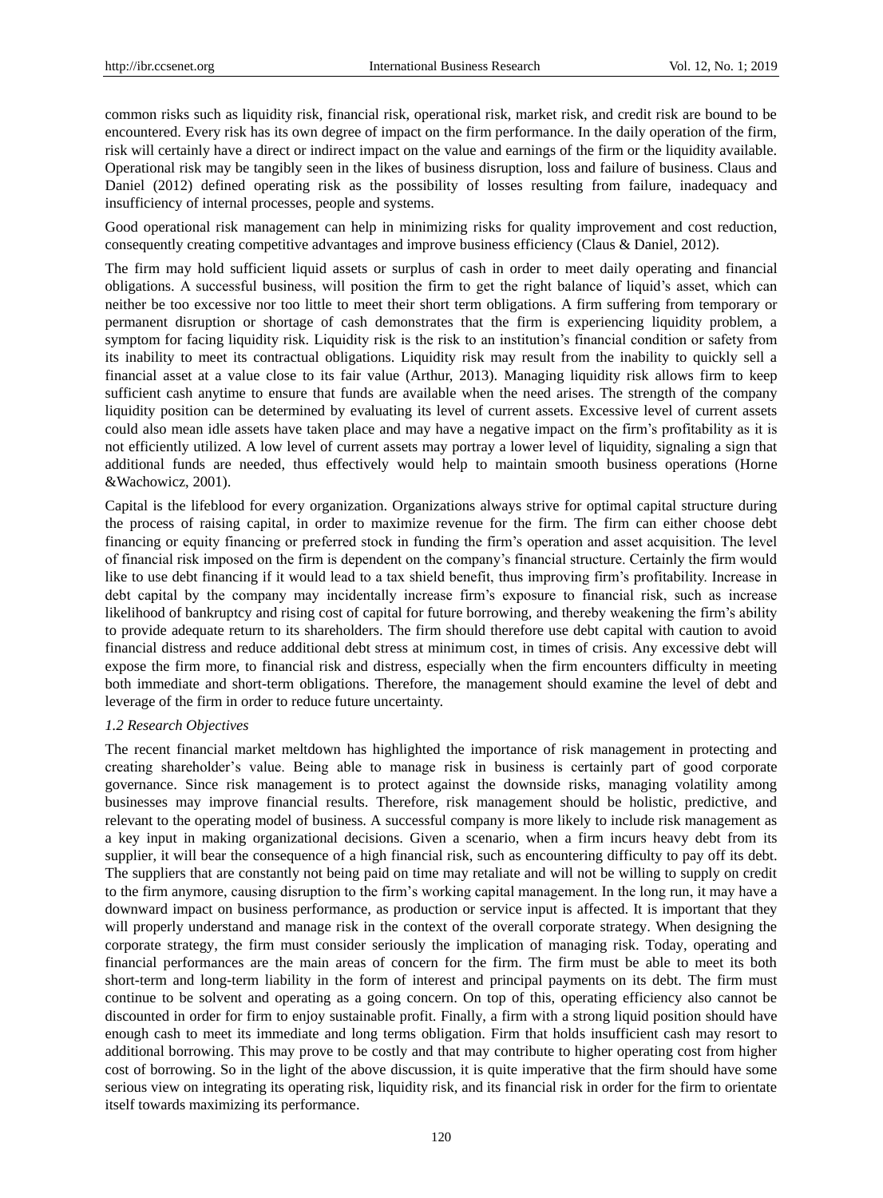common risks such as liquidity risk, financial risk, operational risk, market risk, and credit risk are bound to be encountered. Every risk has its own degree of impact on the firm performance. In the daily operation of the firm, risk will certainly have a direct or indirect impact on the value and earnings of the firm or the liquidity available. Operational risk may be tangibly seen in the likes of business disruption, loss and failure of business. Claus and Daniel (2012) defined operating risk as the possibility of losses resulting from failure, inadequacy and insufficiency of internal processes, people and systems.

Good operational risk management can help in minimizing risks for quality improvement and cost reduction, consequently creating competitive advantages and improve business efficiency (Claus & Daniel, 2012).

The firm may hold sufficient liquid assets or surplus of cash in order to meet daily operating and financial obligations. A successful business, will position the firm to get the right balance of liquid's asset, which can neither be too excessive nor too little to meet their short term obligations. A firm suffering from temporary or permanent disruption or shortage of cash demonstrates that the firm is experiencing liquidity problem, a symptom for facing liquidity risk. Liquidity risk is the risk to an institution's financial condition or safety from its inability to meet its contractual obligations. Liquidity risk may result from the inability to quickly sell a financial asset at a value close to its fair value (Arthur, 2013). Managing liquidity risk allows firm to keep sufficient cash anytime to ensure that funds are available when the need arises. The strength of the company liquidity position can be determined by evaluating its level of current assets. Excessive level of current assets could also mean idle assets have taken place and may have a negative impact on the firm's profitability as it is not efficiently utilized. A low level of current assets may portray a lower level of liquidity, signaling a sign that additional funds are needed, thus effectively would help to maintain smooth business operations (Horne &Wachowicz, 2001).

Capital is the lifeblood for every organization. Organizations always strive for optimal capital structure during the process of raising capital, in order to maximize revenue for the firm. The firm can either choose debt financing or equity financing or preferred stock in funding the firm's operation and asset acquisition. The level of financial risk imposed on the firm is dependent on the company's financial structure. Certainly the firm would like to use debt financing if it would lead to a tax shield benefit, thus improving firm's profitability. Increase in debt capital by the company may incidentally increase firm's exposure to financial risk, such as increase likelihood of bankruptcy and rising cost of capital for future borrowing, and thereby weakening the firm's ability to provide adequate return to its shareholders. The firm should therefore use debt capital with caution to avoid financial distress and reduce additional debt stress at minimum cost, in times of crisis. Any excessive debt will expose the firm more, to financial risk and distress, especially when the firm encounters difficulty in meeting both immediate and short-term obligations. Therefore, the management should examine the level of debt and leverage of the firm in order to reduce future uncertainty.

### *1.2 Research Objectives*

The recent financial market meltdown has highlighted the importance of risk management in protecting and creating shareholder's value. Being able to manage risk in business is certainly part of good corporate governance. Since risk management is to protect against the downside risks, managing volatility among businesses may improve financial results. Therefore, risk management should be holistic, predictive, and relevant to the operating model of business. A successful company is more likely to include risk management as a key input in making organizational decisions. Given a scenario, when a firm incurs heavy debt from its supplier, it will bear the consequence of a high financial risk, such as encountering difficulty to pay off its debt. The suppliers that are constantly not being paid on time may retaliate and will not be willing to supply on credit to the firm anymore, causing disruption to the firm's working capital management. In the long run, it may have a downward impact on business performance, as production or service input is affected. It is important that they will properly understand and manage risk in the context of the overall corporate strategy. When designing the corporate strategy, the firm must consider seriously the implication of managing risk. Today, operating and financial performances are the main areas of concern for the firm. The firm must be able to meet its both short-term and long-term liability in the form of interest and principal payments on its debt. The firm must continue to be solvent and operating as a going concern. On top of this, operating efficiency also cannot be discounted in order for firm to enjoy sustainable profit. Finally, a firm with a strong liquid position should have enough cash to meet its immediate and long terms obligation. Firm that holds insufficient cash may resort to additional borrowing. This may prove to be costly and that may contribute to higher operating cost from higher cost of borrowing. So in the light of the above discussion, it is quite imperative that the firm should have some serious view on integrating its operating risk, liquidity risk, and its financial risk in order for the firm to orientate itself towards maximizing its performance.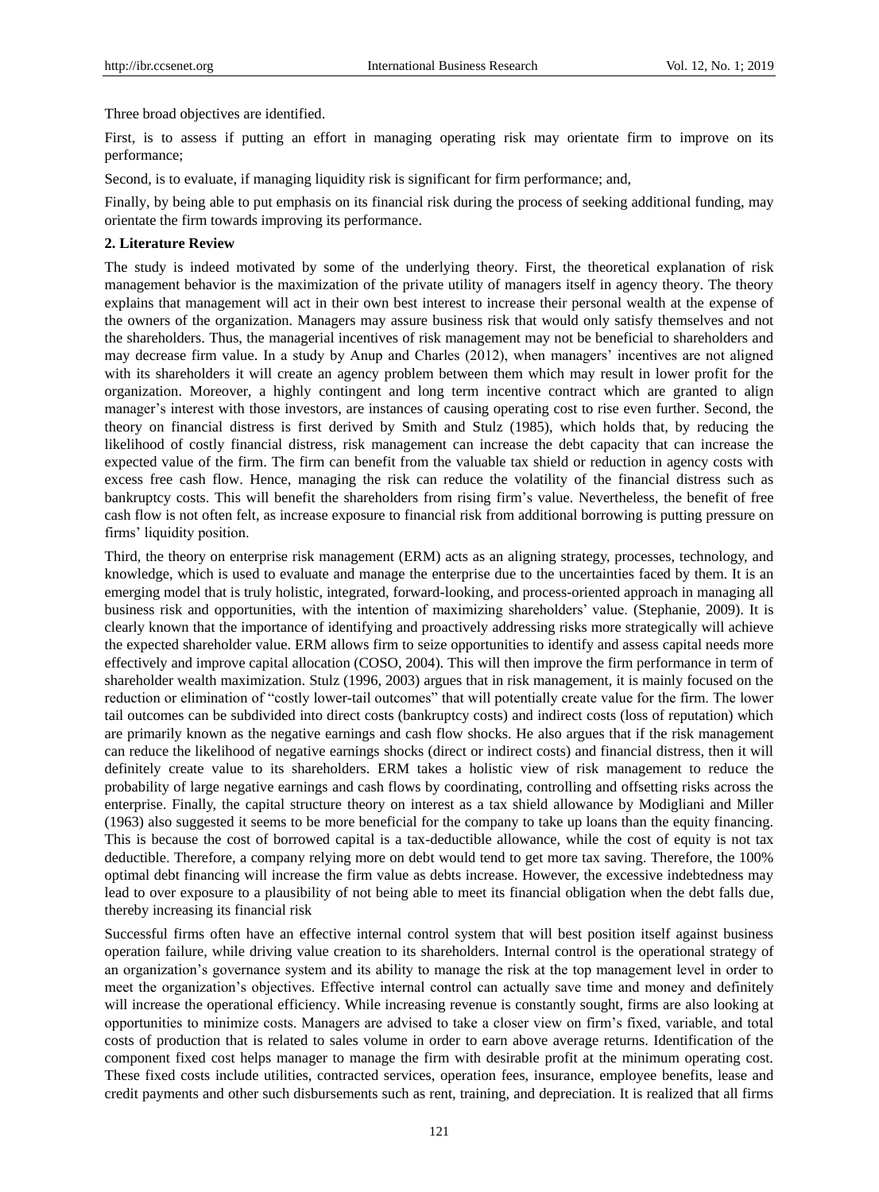Three broad objectives are identified.

First, is to assess if putting an effort in managing operating risk may orientate firm to improve on its performance;

Second, is to evaluate, if managing liquidity risk is significant for firm performance; and,

Finally, by being able to put emphasis on its financial risk during the process of seeking additional funding, may orientate the firm towards improving its performance.

## 2. Literature Review

The study is indeed motivated by some of the underlying theory. First, the theoretical explanation of risk management behavior is the maximization of the private utility of managers itself in agency theory. The theory explains that management will act in their own best interest to increase their personal wealth at the expense of the owners of the organization. Managers may assure business risk that would only satisfy themselves and not the shareholders. Thus, the managerial incentives of risk management may not be beneficial to shareholders and may decrease firm value. In a study by Anup and Charles (2012), when managers' incentives are not aligned with its shareholders it will create an agency problem between them which may result in lower profit for the organization. Moreover, a highly contingent and long term incentive contract which are granted to align manager's interest with those investors, are instances of causing operating cost to rise even further. Second, the theory on financial distress is first derived by Smith and Stulz (1985), which holds that, by reducing the likelihood of costly financial distress, risk management can increase the debt capacity that can increase the expected value of the firm. The firm can benefit from the valuable tax shield or reduction in agency costs with excess free cash flow. Hence, managing the risk can reduce the volatility of the financial distress such as bankruptcy costs. This will benefit the shareholders from rising firm's value. Nevertheless, the benefit of free cash flow is not often felt, as increase exposure to financial risk from additional borrowing is putting pressure on firms' liquidity position.

Third, the theory on enterprise risk management (ERM) acts as an aligning strategy, processes, technology, and knowledge, which is used to evaluate and manage the enterprise due to the uncertainties faced by them. It is an emerging model that is truly holistic, integrated, forward-looking, and process-oriented approach in managing all business risk and opportunities, with the intention of maximizing shareholders' value. (Stephanie, 2009). It is clearly known that the importance of identifying and proactively addressing risks more strategically will achieve the expected shareholder value. ERM allows firm to seize opportunities to identify and assess capital needs more effectively and improve capital allocation (COSO, 2004). This will then improve the firm performance in term of shareholder wealth maximization. Stulz (1996, 2003) argues that in risk management, it is mainly focused on the reduction or elimination of "costly lower-tail outcomes" that will potentially create value for the firm. The lower tail outcomes can be subdivided into direct costs (bankruptcy costs) and indirect costs (loss of reputation) which are primarily known as the negative earnings and cash flow shocks. He also argues that if the risk management can reduce the likelihood of negative earnings shocks (direct or indirect costs) and financial distress, then it will definitely create value to its shareholders. ERM takes a holistic view of risk management to reduce the probability of large negative earnings and cash flows by coordinating, controlling and offsetting risks across the enterprise. Finally, the capital structure theory on interest as a tax shield allowance by Modigliani and Miller (1963) also suggested it seems to be more beneficial for the company to take up loans than the equity financing. This is because the cost of borrowed capital is a tax-deductible allowance, while the cost of equity is not tax deductible. Therefore, a company relying more on debt would tend to get more tax saving. Therefore, the 100% optimal debt financing will increase the firm value as debts increase. However, the excessive indebtedness may lead to over exposure to a plausibility of not being able to meet its financial obligation when the debt falls due, thereby increasing its financial risk

Successful firms often have an effective internal control system that will best position itself against business operation failure, while driving value creation to its shareholders. Internal control is the operational strategy of an organization's governance system and its ability to manage the risk at the top management level in order to meet the organization's objectives. Effective internal control can actually save time and money and definitely will increase the operational efficiency. While increasing revenue is constantly sought, firms are also looking at opportunities to minimize costs. Managers are advised to take a closer view on firm's fixed, variable, and total costs of production that is related to sales volume in order to earn above average returns. Identification of the component fixed cost helps manager to manage the firm with desirable profit at the minimum operating cost. These fixed costs include utilities, contracted services, operation fees, insurance, employee benefits, lease and credit payments and other such disbursements such as rent, training, and depreciation. It is realized that all firms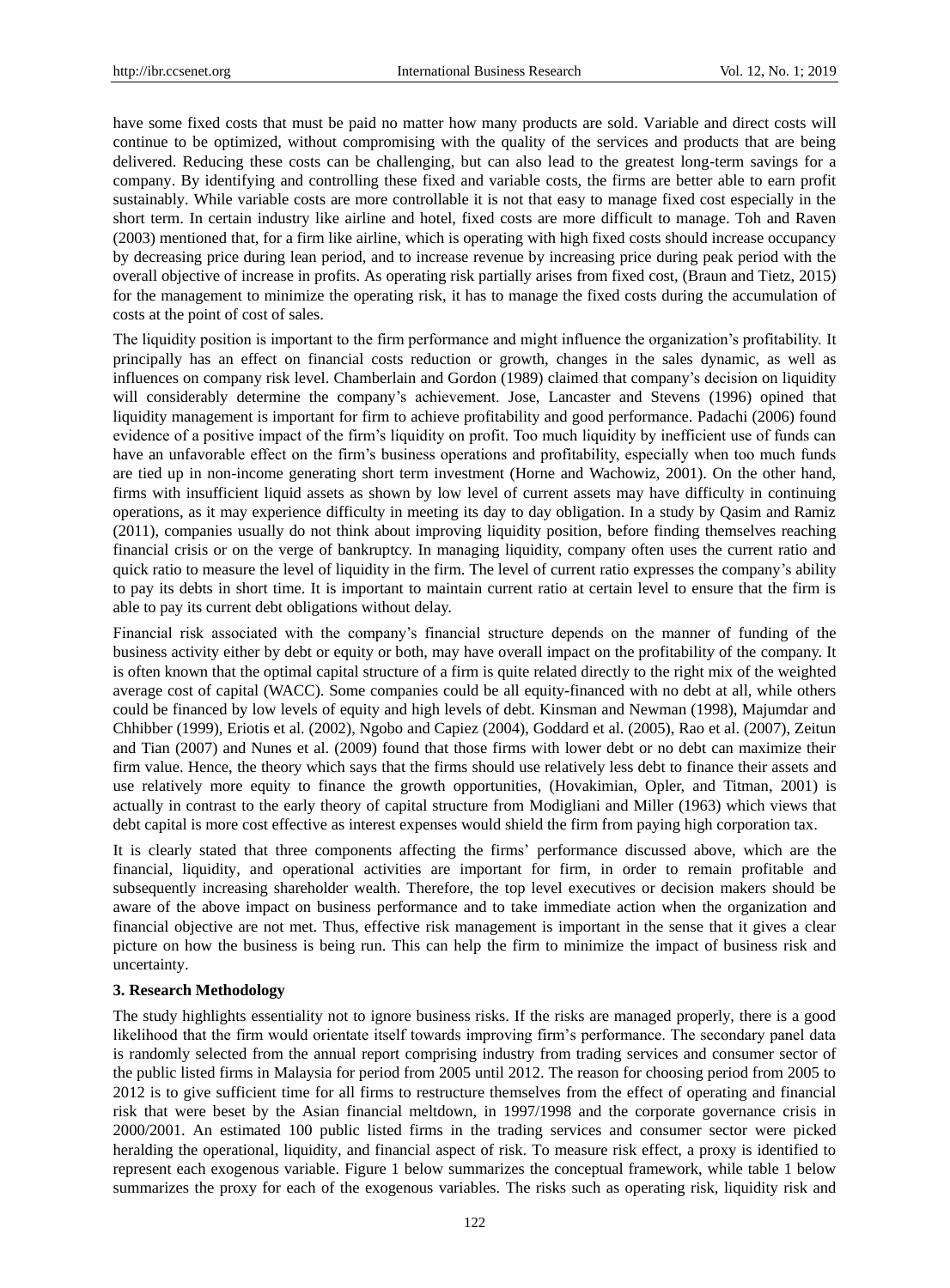have some fixed costs that must be paid no matter how many products are sold. Variable and direct costs will continue to be optimized, without compromising with the quality of the services and products that are being delivered. Reducing these costs can be challenging, but can also lead to the greatest long-term savings for a company. By identifying and controlling these fixed and variable costs, the firms are better able to earn profit sustainably. While variable costs are more controllable it is not that easy to manage fixed cost especially in the short term. In certain industry like airline and hotel, fixed costs are more difficult to manage. Toh and Raven (2003) mentioned that, for a firm like airline, which is operating with high fixed costs should increase occupancy by decreasing price during lean period, and to increase revenue by increasing price during peak period with the overall objective of increase in profits. As operating risk partially arises from fixed cost, (Braun and Tietz, 2015) for the management to minimize the operating risk, it has to manage the fixed costs during the accumulation of costs at the point of cost of sales.

The liquidity position is important to the firm performance and might influence the organization's profitability. It principally has an effect on financial costs reduction or growth, changes in the sales dynamic, as well as influences on company risk level. Chamberlain and Gordon (1989) claimed that company's decision on liquidity will considerably determine the company's achievement. Jose, Lancaster and Stevens (1996) opined that liquidity management is important for firm to achieve profitability and good performance. Padachi (2006) found evidence of a positive impact of the firm's liquidity on profit. Too much liquidity by inefficient use of funds can have an unfavorable effect on the firm's business operations and profitability, especially when too much funds are tied up in non-income generating short term investment (Horne and Wachowiz, 2001). On the other hand, firms with insufficient liquid assets as shown by low level of current assets may have difficulty in continuing operations, as it may experience difficulty in meeting its day to day obligation. In a study by Qasim and Ramiz (2011), companies usually do not think about improving liquidity position, before finding themselves reaching financial crisis or on the verge of bankruptcy. In managing liquidity, company often uses the current ratio and quick ratio to measure the level of liquidity in the firm. The level of current ratio expresses the company's ability to pay its debts in short time. It is important to maintain current ratio at certain level to ensure that the firm is able to pay its current debt obligations without delay.

Financial risk associated with the company's financial structure depends on the manner of funding of the business activity either by debt or equity or both, may have overall impact on the profitability of the company. It is often known that the optimal capital structure of a firm is quite related directly to the right mix of the weighted average cost of capital (WACC). Some companies could be all equity-financed with no debt at all, while others could be financed by low levels of equity and high levels of debt. Kinsman and Newman (1998), Majumdar and Chhibber (1999), Eriotis et al. (2002), Ngobo and Capiez (2004), Goddard et al. (2005), Rao et al. (2007), Zeitun and Tian (2007) and Nunes et al. (2009) found that those firms with lower debt or no debt can maximize their firm value. Hence, the theory which says that the firms should use relatively less debt to finance their assets and use relatively more equity to finance the growth opportunities, (Hovakimian, Opler, and Titman, 2001) is actually in contrast to the early theory of capital structure from Modigliani and Miller (1963) which views that debt capital is more cost effective as interest expenses would shield the firm from paying high corporation tax.

It is clearly stated that three components affecting the firms' performance discussed above, which are the financial, liquidity, and operational activities are important for firm, in order to remain profitable and subsequently increasing shareholder wealth. Therefore, the top level executives or decision makers should be aware of the above impact on business performance and to take immediate action when the organization and financial objective are not met. Thus, effective risk management is important in the sense that it gives a clear picture on how the business is being run. This can help the firm to minimize the impact of business risk and uncertainty.

## 3. Research Methodology

The study highlights essentiality not to ignore business risks. If the risks are managed properly, there is a good likelihood that the firm would orientate itself towards improving firm's performance. The secondary panel data is randomly selected from the annual report comprising industry from trading services and consumer sector of the public listed firms in Malaysia for period from 2005 until 2012. The reason for choosing period from 2005 to 2012 is to give sufficient time for all firms to restructure themselves from the effect of operating and financial risk that were beset by the Asian financial meltdown, in 1997/1998 and the corporate governance crisis in 2000/2001. An estimated 100 public listed firms in the trading services and consumer sector were picked heralding the operational, liquidity, and financial aspect of risk. To measure risk effect, a proxy is identified to represent each exogenous variable. Figure 1 below summarizes the conceptual framework, while table 1 below summarizes the proxy for each of the exogenous variables. The risks such as operating risk, liquidity risk and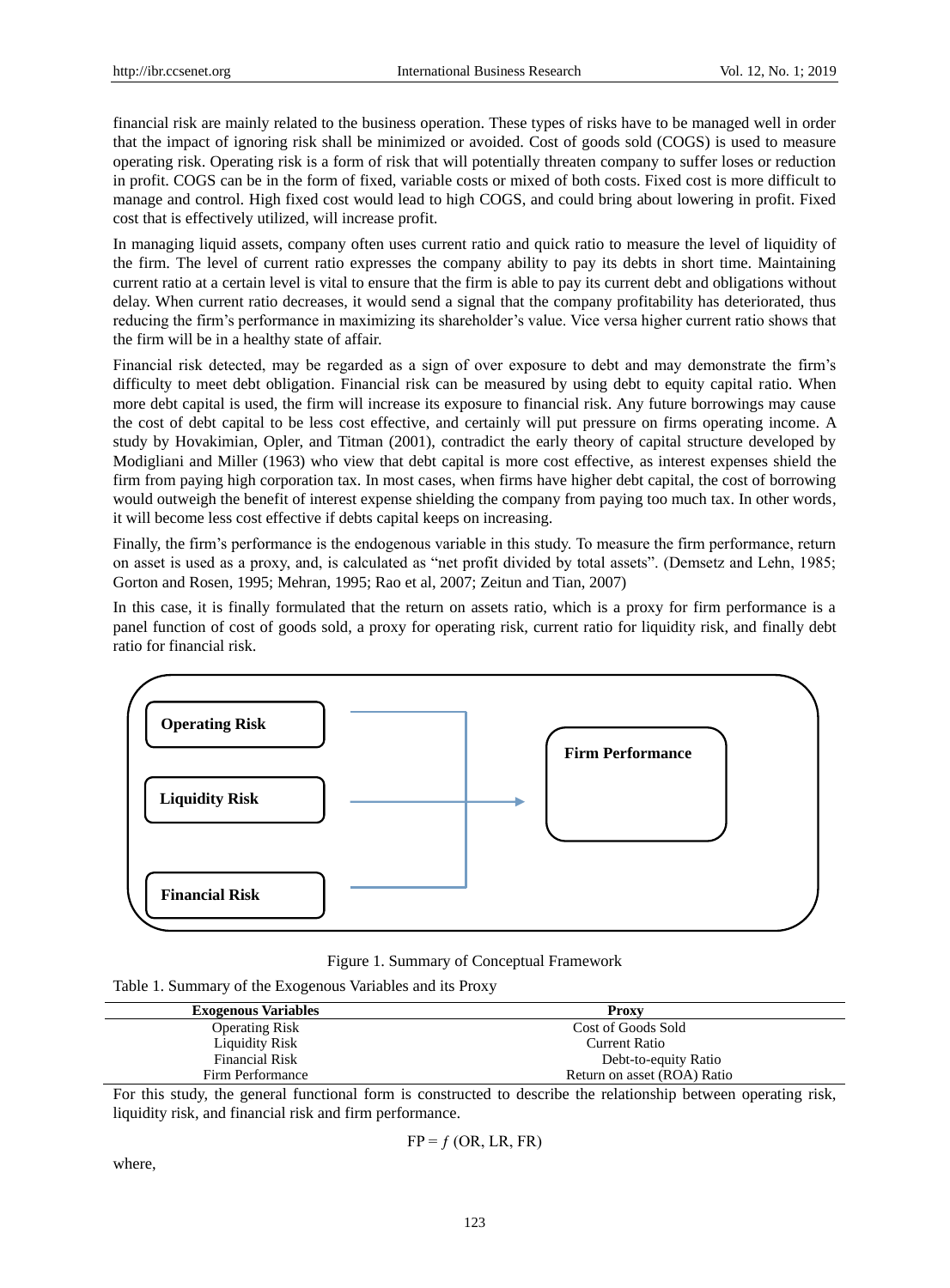financial risk are mainly related to the business operation. These types of risks have to be managed well in order that the impact of ignoring risk shall be minimized or avoided. Cost of goods sold (COGS) is used to measure operating risk. Operating risk is a form of risk that will potentially threaten company to suffer loses or reduction in profit. COGS can be in the form of fixed, variable costs or mixed of both costs. Fixed cost is more difficult to manage and control. High fixed cost would lead to high COGS, and could bring about lowering in profit. Fixed cost that is effectively utilized, will increase profit.

In managing liquid assets, company often uses current ratio and quick ratio to measure the level of liquidity of the firm. The level of current ratio expresses the company ability to pay its debts in short time. Maintaining current ratio at a certain level is vital to ensure that the firm is able to pay its current debt and obligations without delay. When current ratio decreases, it would send a signal that the company profitability has deteriorated, thus reducing the firm's performance in maximizing its shareholder's value. Vice versa higher current ratio shows that the firm will be in a healthy state of affair.

Financial risk detected, may be regarded as a sign of over exposure to debt and may demonstrate the firm's difficulty to meet debt obligation. Financial risk can be measured by using debt to equity capital ratio. When more debt capital is used, the firm will increase its exposure to financial risk. Any future borrowings may cause the cost of debt capital to be less cost effective, and certainly will put pressure on firms operating income. A study by Hovakimian, Opler, and Titman (2001), contradict the early theory of capital structure developed by Modigliani and Miller (1963) who view that debt capital is more cost effective, as interest expenses shield the firm from paying high corporation tax. In most cases, when firms have higher debt capital, the cost of borrowing would outweigh the benefit of interest expense shielding the company from paying too much tax. In other words, it will become less cost effective if debts capital keeps on increasing.

Finally, the firm's performance is the endogenous variable in this study. To measure the firm performance, return on asset is used as a proxy, and, is calculated as "net profit divided by total assets". (Demsetz and Lehn, 1985; Gorton and Rosen, 1995; Mehran, 1995; Rao et al, 2007; Zeitun and Tian, 2007)

In this case, it is finally formulated that the return on assets ratio, which is a proxy for firm performance is a panel function of cost of goods sold, a proxy for operating risk, current ratio for liquidity risk, and finally debt ratio for financial risk.

**Operating Risk**

**Liquidity Risk**

**Financial Risk**

**Firm Performance**

Figure 1. Summary of Conceptual Framework

Table 1. Summary of the Exogenous Variables and its Proxy

| Exogenous Variables | Proxy |
|---|---|
| Operating Risk | Cost of Goods Sold |
| Liquidity Risk | Current Ratio |
| Financial Risk | Debt-to-equity Ratio |
| Firm Performance | Return on asset (ROA) Ratio |

For this study, the general functional form is constructed to describe the relationship between operating risk, liquidity risk, and financial risk and firm performance.

$$FP = f\,(OR, LR, FR)$$

where,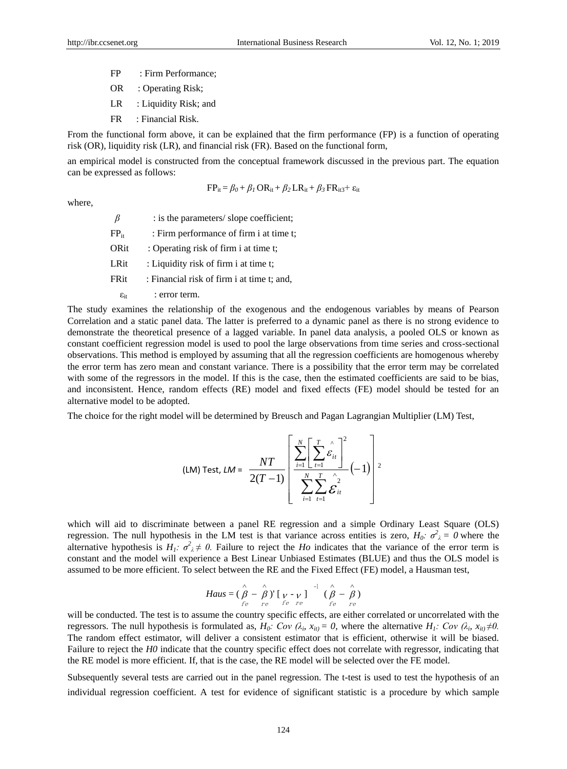FP : Firm Performance;

OR : Operating Risk;

LR : Liquidity Risk; and

FR : Financial Risk.

From the functional form above, it can be explained that the firm performance (FP) is a function of operating risk (OR), liquidity risk (LR), and financial risk (FR). Based on the functional form,

an empirical model is constructed from the conceptual framework discussed in the previous part. The equation can be expressed as follows:

$$FP_{it} = \beta_0 + \beta_1 OR_{it} + \beta_2 LR_{it} + \beta_3 FR_{it3} + \varepsilon_{it}$$

where,

$\beta$ : is the parameters/ slope coefficient;

$FP_{it}$ : Firm performance of firm i at time t;

ORit : Operating risk of firm i at time t;

LRit : Liquidity risk of firm i at time t;

FRit : Financial risk of firm i at time t; and,

$\varepsilon_{it}$ : error term.

The study examines the relationship of the exogenous and the endogenous variables by means of Pearson Correlation and a static panel data. The latter is preferred to a dynamic panel as there is no strong evidence to demonstrate the theoretical presence of a lagged variable. In panel data analysis, a pooled OLS or known as constant coefficient regression model is used to pool the large observations from time series and cross-sectional observations. This method is employed by assuming that all the regression coefficients are homogenous whereby the error term has zero mean and constant variance. There is a possibility that the error term may be correlated with some of the regressors in the model. If this is the case, then the estimated coefficients are said to be bias, and inconsistent. Hence, random effects (RE) model and fixed effects (FE) model should be tested for an alternative model to be adopted.

The choice for the right model will be determined by Breusch and Pagan Lagrangian Multiplier (LM) Test,

$$\text{(LM) Test, } LM = \frac{NT}{2(T-1)} \left[ \frac{\sum_{i=1}^{N} \left[ \sum_{t=1}^{T} \hat{\varepsilon}_{it} \right]^2}{\sum_{i=1}^{N} \sum_{t=1}^{T} \hat{\varepsilon}_{it}^2} (-1) \right]^2$$

which will aid to discriminate between a panel RE regression and a simple Ordinary Least Square (OLS) regression. The null hypothesis in the LM test is that variance across entities is zero, $H_0$: $\sigma^2_{\lambda} = 0$ where the alternative hypothesis is $H_1$: $\sigma^2_{\lambda} \neq 0$. Failure to reject the *Ho* indicates that the variance of the error term is constant and the model will experience a Best Linear Unbiased Estimates (BLUE) and thus the OLS model is assumed to be more efficient. To select between the RE and the Fixed Effect (FE) model, a Hausman test,

$$Haus = (\hat{\beta}_{fe} - \hat{\beta}_{re})' [V_{fe} - V_{re}]^{-1} (\hat{\beta}_{fe} - \hat{\beta}_{re})$$

will be conducted. The test is to assume the country specific effects, are either correlated or uncorrelated with the regressors. The null hypothesis is formulated as, $H_0$: $Cov(\lambda_i, x_{it}) = 0$, where the alternative $H_1$: $Cov(\lambda_i, x_{it}) \neq 0$. The random effect estimator, will deliver a consistent estimator that is efficient, otherwise it will be biased. Failure to reject the *H0* indicate that the country specific effect does not correlate with regressor, indicating that the RE model is more efficient. If, that is the case, the RE model will be selected over the FE model.

Subsequently several tests are carried out in the panel regression. The t-test is used to test the hypothesis of an individual regression coefficient. A test for evidence of significant statistic is a procedure by which sample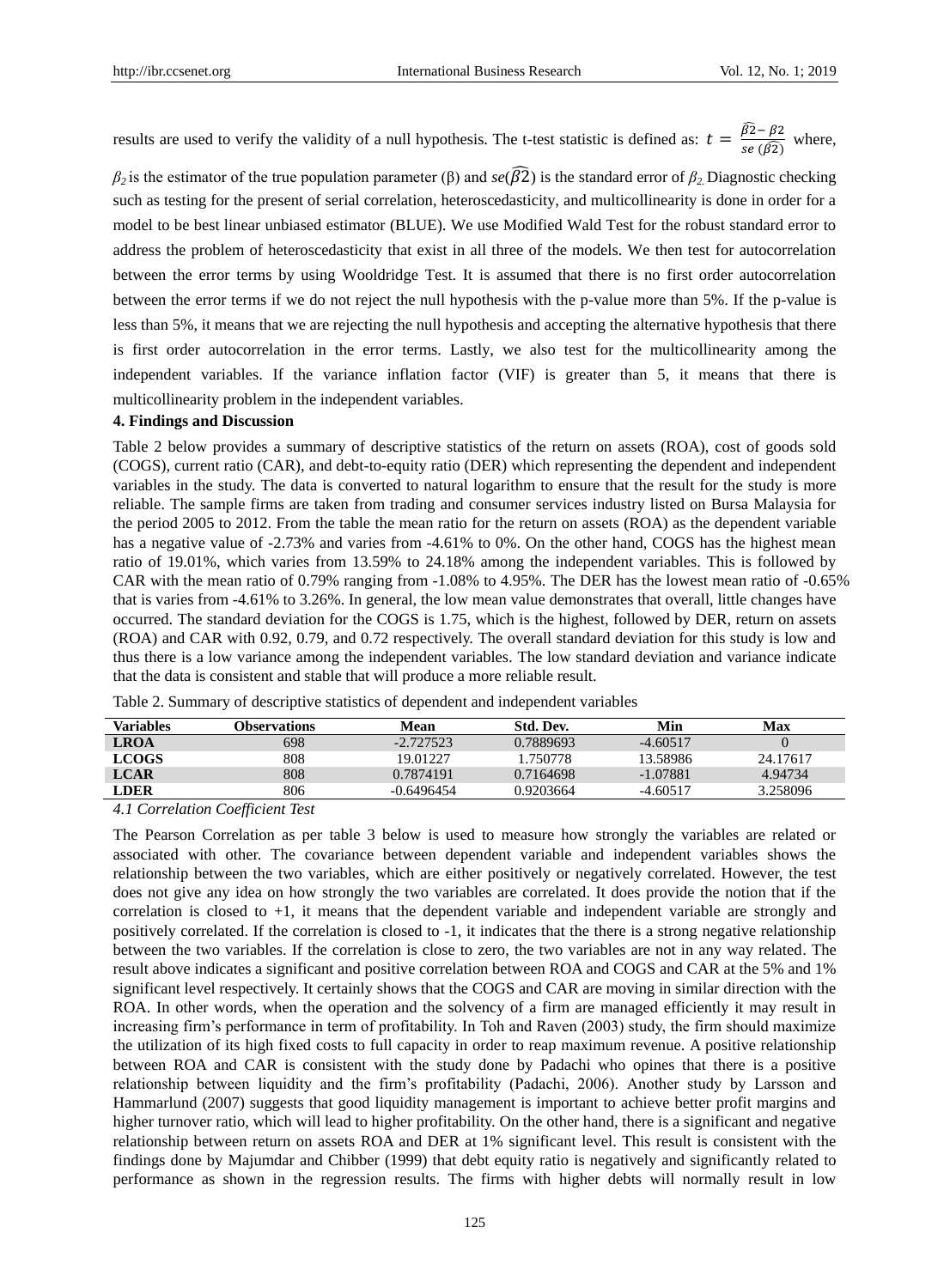results are used to verify the validity of a null hypothesis. The t-test statistic is defined as: $t = \frac{\widehat{\beta 2} - \beta 2}{se\,(\widehat{\beta 2})}$ where, $\beta_2$ is the estimator of the true population parameter (β) and $se(\widehat{\beta 2})$ is the standard error of $\beta_2$. Diagnostic checking such as testing for the present of serial correlation, heteroscedasticity, and multicollinearity is done in order for a model to be best linear unbiased estimator (BLUE). We use Modified Wald Test for the robust standard error to address the problem of heteroscedasticity that exist in all three of the models. We then test for autocorrelation between the error terms by using Wooldridge Test. It is assumed that there is no first order autocorrelation between the error terms if we do not reject the null hypothesis with the p-value more than 5%. If the p-value is less than 5%, it means that we are rejecting the null hypothesis and accepting the alternative hypothesis that there is first order autocorrelation in the error terms. Lastly, we also test for the multicollinearity among the independent variables. If the variance inflation factor (VIF) is greater than 5, it means that there is multicollinearity problem in the independent variables.

## 4. Findings and Discussion

Table 2 below provides a summary of descriptive statistics of the return on assets (ROA), cost of goods sold (COGS), current ratio (CAR), and debt-to-equity ratio (DER) which representing the dependent and independent variables in the study. The data is converted to natural logarithm to ensure that the result for the study is more reliable. The sample firms are taken from trading and consumer services industry listed on Bursa Malaysia for the period 2005 to 2012. From the table the mean ratio for the return on assets (ROA) as the dependent variable has a negative value of -2.73% and varies from -4.61% to 0%. On the other hand, COGS has the highest mean ratio of 19.01%, which varies from 13.59% to 24.18% among the independent variables. This is followed by CAR with the mean ratio of 0.79% ranging from -1.08% to 4.95%. The DER has the lowest mean ratio of -0.65% that is varies from -4.61% to 3.26%. In general, the low mean value demonstrates that overall, little changes have occurred. The standard deviation for the COGS is 1.75, which is the highest, followed by DER, return on assets (ROA) and CAR with 0.92, 0.79, and 0.72 respectively. The overall standard deviation for this study is low and thus there is a low variance among the independent variables. The low standard deviation and variance indicate that the data is consistent and stable that will produce a more reliable result.

Table 2. Summary of descriptive statistics of dependent and independent variables

| Variables | Observations | Mean | Std. Dev. | Min | Max |
|---|---|---|---|---|---|
| **LROA** | 698 | -2.727523 | 0.7889693 | -4.60517 | 0 |
| **LCOGS** | 808 | 19.01227 | 1.750778 | 13.58986 | 24.17617 |
| **LCAR** | 808 | 0.7874191 | 0.7164698 | -1.07881 | 4.94734 |
| **LDER** | 806 | -0.6496454 | 0.9203664 | -4.60517 | 3.258096 |

### 4.1 Correlation Coefficient Test

The Pearson Correlation as per table 3 below is used to measure how strongly the variables are related or associated with other. The covariance between dependent variable and independent variables shows the relationship between the two variables, which are either positively or negatively correlated. However, the test does not give any idea on how strongly the two variables are correlated. It does provide the notion that if the correlation is closed to +1, it means that the dependent variable and independent variable are strongly and positively correlated. If the correlation is closed to -1, it indicates that the there is a strong negative relationship between the two variables. If the correlation is close to zero, the two variables are not in any way related. The result above indicates a significant and positive correlation between ROA and COGS and CAR at the 5% and 1% significant level respectively. It certainly shows that the COGS and CAR are moving in similar direction with the ROA. In other words, when the operation and the solvency of a firm are managed efficiently it may result in increasing firm's performance in term of profitability. In Toh and Raven (2003) study, the firm should maximize the utilization of its high fixed costs to full capacity in order to reap maximum revenue. A positive relationship between ROA and CAR is consistent with the study done by Padachi who opines that there is a positive relationship between liquidity and the firm's profitability (Padachi, 2006). Another study by Larsson and Hammarlund (2007) suggests that good liquidity management is important to achieve better profit margins and higher turnover ratio, which will lead to higher profitability. On the other hand, there is a significant and negative relationship between return on assets ROA and DER at 1% significant level. This result is consistent with the findings done by Majumdar and Chibber (1999) that debt equity ratio is negatively and significantly related to performance as shown in the regression results. The firms with higher debts will normally result in low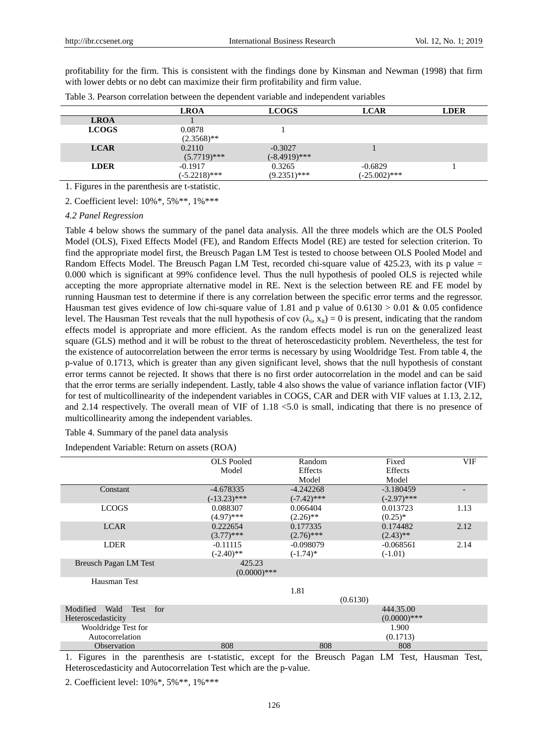profitability for the firm. This is consistent with the findings done by Kinsman and Newman (1998) that firm with lower debts or no debt can maximize their firm profitability and firm value.

Table 3. Pearson correlation between the dependent variable and independent variables

| | LROA | LCOGS | LCAR | LDER |
|---|---|---|---|---|
| **LROA** | 1 | | | |
| **LCOGS** | 0.0878 (2.3568)** | 1 | | |
| **LCAR** | 0.2110 (5.7719)*** | -0.3027 (-8.4919)*** | 1 | |
| **LDER** | -0.1917 (-5.2218)*** | 0.3265 (9.2351)*** | -0.6829 (-25.002)*** | 1 |

1. Figures in the parenthesis are t-statistic.

2. Coefficient level: 10%*, 5%**, 1%***

*4.2 Panel Regression*

Table 4 below shows the summary of the panel data analysis. All the three models which are the OLS Pooled Model (OLS), Fixed Effects Model (FE), and Random Effects Model (RE) are tested for selection criterion. To find the appropriate model first, the Breusch Pagan LM Test is tested to choose between OLS Pooled Model and Random Effects Model. The Breusch Pagan LM Test, recorded chi-square value of 425.23, with its p value = 0.000 which is significant at 99% confidence level. Thus the null hypothesis of pooled OLS is rejected while accepting the more appropriate alternative model in RE. Next is the selection between RE and FE model by running Hausman test to determine if there is any correlation between the specific error terms and the regressor. Hausman test gives evidence of low chi-square value of 1.81 and p value of 0.6130 > 0.01 & 0.05 confidence level. The Hausman Test reveals that the null hypothesis of cov ($\lambda_i$, $x_{it}$) = 0 is present, indicating that the random effects model is appropriate and more efficient. As the random effects model is run on the generalized least square (GLS) method and it will be robust to the threat of heteroscedasticity problem. Nevertheless, the test for the existence of autocorrelation between the error terms is necessary by using Wooldridge Test. From table 4, the p-value of 0.1713, which is greater than any given significant level, shows that the null hypothesis of constant error terms cannot be rejected. It shows that there is no first order autocorrelation in the model and can be said that the error terms are serially independent. Lastly, table 4 also shows the value of variance inflation factor (VIF) for test of multicollinearity of the independent variables in COGS, CAR and DER with VIF values at 1.13, 2.12, and 2.14 respectively. The overall mean of VIF of 1.18 <5.0 is small, indicating that there is no presence of multicollinearity among the independent variables.

Table 4. Summary of the panel data analysis

Independent Variable: Return on assets (ROA)

| | OLS Pooled Model | Random Effects Model | Fixed Effects Model | VIF |
|---|---|---|---|---|
| Constant | -4.678335 (-13.23)*** | -4.242268 (-7.42)*** | -3.180459 (-2.97)*** | - |
| LCOGS | 0.088307 (4.97)*** | 0.066404 (2.26)** | 0.013723 (0.25)* | 1.13 |
| LCAR | 0.222654 (3.77)*** | 0.177335 (2.76)*** | 0.174482 (2.43)** | 2.12 |
| LDER | -0.11115 (-2.40)** | -0.098079 (-1.74)* | -0.068561 (-1.01) | 2.14 |
| Breusch Pagan LM Test | 425.23 (0.0000)*** | | | |
| Hausman Test | | 1.81 (0.6130) | | |
| Modified Wald Test for Heteroscedasticity | | | 444.35.00 (0.0000)*** | |
| Wooldridge Test for Autocorrelation | | | 1.900 (0.1713) | |
| Observation | 808 | 808 | 808 | |

1. Figures in the parenthesis are t-statistic, except for the Breusch Pagan LM Test, Hausman Test, Heteroscedasticity and Autocorrelation Test which are the p-value.

2. Coefficient level: 10%*, 5%**, 1%***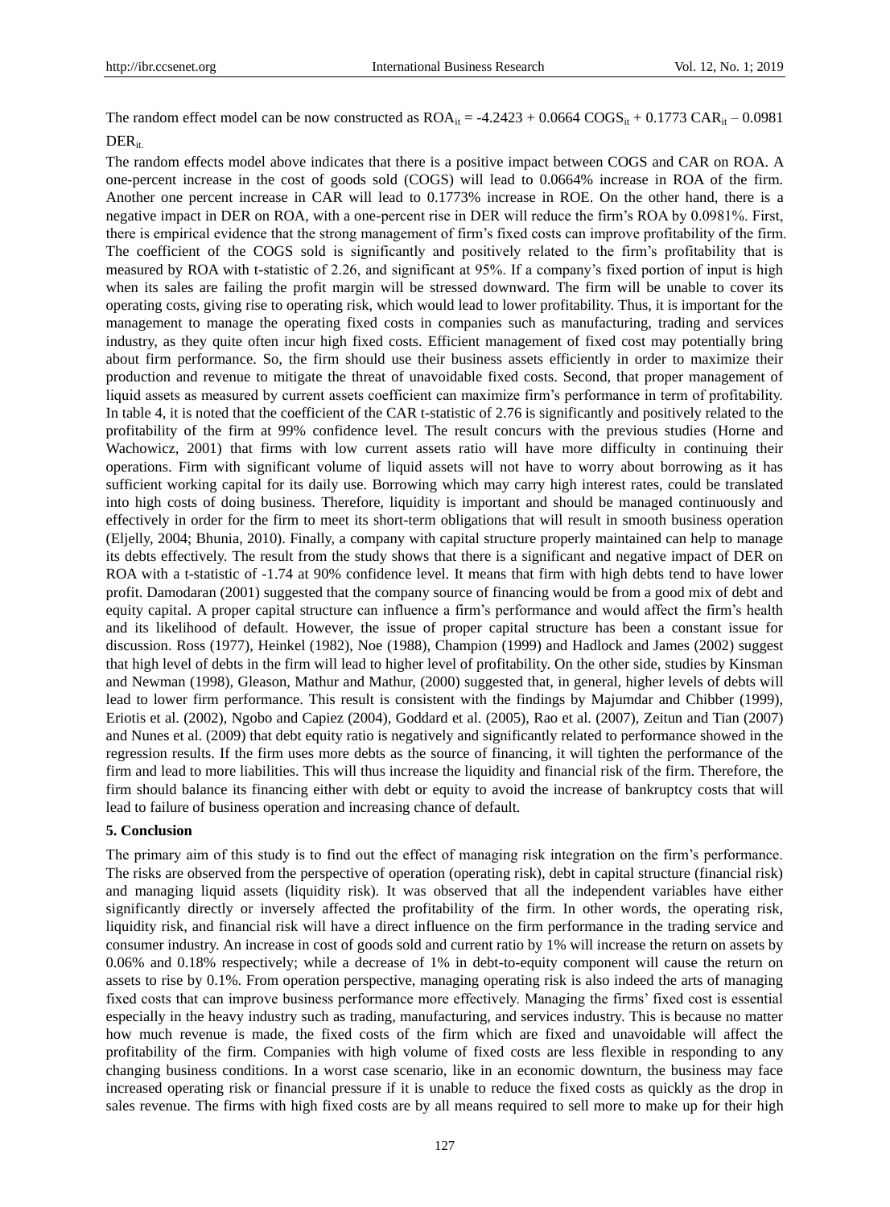The random effect model can be now constructed as $ROA_{it} = -4.2423 + 0.0664\ COGS_{it} + 0.1773\ CAR_{it} - 0.0981\ DER_{it.}$

The random effects model above indicates that there is a positive impact between COGS and CAR on ROA. A one-percent increase in the cost of goods sold (COGS) will lead to 0.0664% increase in ROA of the firm. Another one percent increase in CAR will lead to 0.1773% increase in ROE. On the other hand, there is a negative impact in DER on ROA, with a one-percent rise in DER will reduce the firm's ROA by 0.0981%. First, there is empirical evidence that the strong management of firm's fixed costs can improve profitability of the firm. The coefficient of the COGS sold is significantly and positively related to the firm's profitability that is measured by ROA with t-statistic of 2.26, and significant at 95%. If a company's fixed portion of input is high when its sales are failing the profit margin will be stressed downward. The firm will be unable to cover its operating costs, giving rise to operating risk, which would lead to lower profitability. Thus, it is important for the management to manage the operating fixed costs in companies such as manufacturing, trading and services industry, as they quite often incur high fixed costs. Efficient management of fixed cost may potentially bring about firm performance. So, the firm should use their business assets efficiently in order to maximize their production and revenue to mitigate the threat of unavoidable fixed costs. Second, that proper management of liquid assets as measured by current assets coefficient can maximize firm's performance in term of profitability. In table 4, it is noted that the coefficient of the CAR t-statistic of 2.76 is significantly and positively related to the profitability of the firm at 99% confidence level. The result concurs with the previous studies (Horne and Wachowicz, 2001) that firms with low current assets ratio will have more difficulty in continuing their operations. Firm with significant volume of liquid assets will not have to worry about borrowing as it has sufficient working capital for its daily use. Borrowing which may carry high interest rates, could be translated into high costs of doing business. Therefore, liquidity is important and should be managed continuously and effectively in order for the firm to meet its short-term obligations that will result in smooth business operation (Eljelly, 2004; Bhunia, 2010). Finally, a company with capital structure properly maintained can help to manage its debts effectively. The result from the study shows that there is a significant and negative impact of DER on ROA with a t-statistic of -1.74 at 90% confidence level. It means that firm with high debts tend to have lower profit. Damodaran (2001) suggested that the company source of financing would be from a good mix of debt and equity capital. A proper capital structure can influence a firm's performance and would affect the firm's health and its likelihood of default. However, the issue of proper capital structure has been a constant issue for discussion. Ross (1977), Heinkel (1982), Noe (1988), Champion (1999) and Hadlock and James (2002) suggest that high level of debts in the firm will lead to higher level of profitability. On the other side, studies by Kinsman and Newman (1998), Gleason, Mathur and Mathur, (2000) suggested that, in general, higher levels of debts will lead to lower firm performance. This result is consistent with the findings by Majumdar and Chibber (1999), Eriotis et al. (2002), Ngobo and Capiez (2004), Goddard et al. (2005), Rao et al. (2007), Zeitun and Tian (2007) and Nunes et al. (2009) that debt equity ratio is negatively and significantly related to performance showed in the regression results. If the firm uses more debts as the source of financing, it will tighten the performance of the firm and lead to more liabilities. This will thus increase the liquidity and financial risk of the firm. Therefore, the firm should balance its financing either with debt or equity to avoid the increase of bankruptcy costs that will lead to failure of business operation and increasing chance of default.

## 5. Conclusion

The primary aim of this study is to find out the effect of managing risk integration on the firm's performance. The risks are observed from the perspective of operation (operating risk), debt in capital structure (financial risk) and managing liquid assets (liquidity risk). It was observed that all the independent variables have either significantly directly or inversely affected the profitability of the firm. In other words, the operating risk, liquidity risk, and financial risk will have a direct influence on the firm performance in the trading service and consumer industry. An increase in cost of goods sold and current ratio by 1% will increase the return on assets by 0.06% and 0.18% respectively; while a decrease of 1% in debt-to-equity component will cause the return on assets to rise by 0.1%. From operation perspective, managing operating risk is also indeed the arts of managing fixed costs that can improve business performance more effectively. Managing the firms' fixed cost is essential especially in the heavy industry such as trading, manufacturing, and services industry. This is because no matter how much revenue is made, the fixed costs of the firm which are fixed and unavoidable will affect the profitability of the firm. Companies with high volume of fixed costs are less flexible in responding to any changing business conditions. In a worst case scenario, like in an economic downturn, the business may face increased operating risk or financial pressure if it is unable to reduce the fixed costs as quickly as the drop in sales revenue. The firms with high fixed costs are by all means required to sell more to make up for their high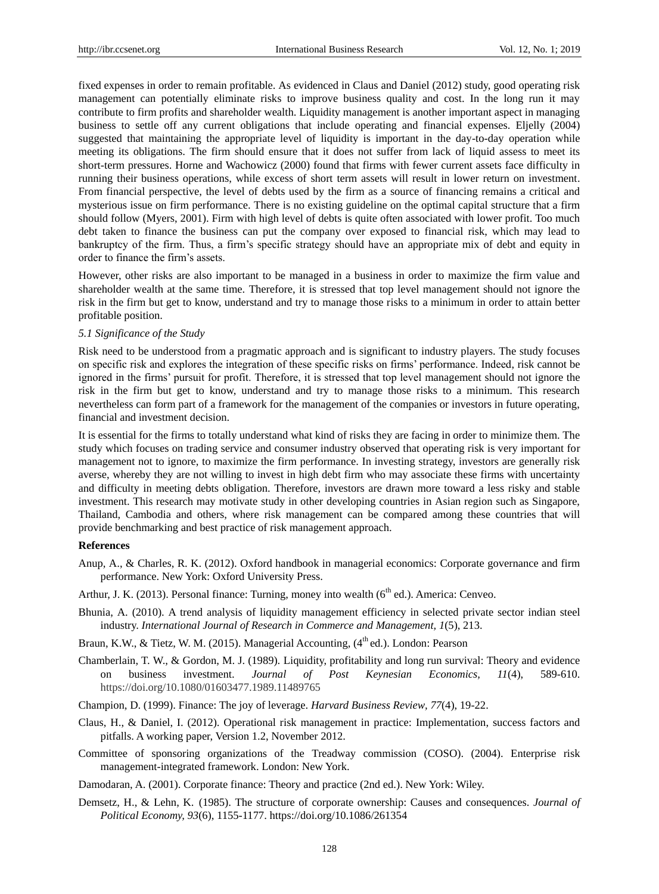fixed expenses in order to remain profitable. As evidenced in Claus and Daniel (2012) study, good operating risk management can potentially eliminate risks to improve business quality and cost. In the long run it may contribute to firm profits and shareholder wealth. Liquidity management is another important aspect in managing business to settle off any current obligations that include operating and financial expenses. Eljelly (2004) suggested that maintaining the appropriate level of liquidity is important in the day-to-day operation while meeting its obligations. The firm should ensure that it does not suffer from lack of liquid assess to meet its short-term pressures. Horne and Wachowicz (2000) found that firms with fewer current assets face difficulty in running their business operations, while excess of short term assets will result in lower return on investment. From financial perspective, the level of debts used by the firm as a source of financing remains a critical and mysterious issue on firm performance. There is no existing guideline on the optimal capital structure that a firm should follow (Myers, 2001). Firm with high level of debts is quite often associated with lower profit. Too much debt taken to finance the business can put the company over exposed to financial risk, which may lead to bankruptcy of the firm. Thus, a firm's specific strategy should have an appropriate mix of debt and equity in order to finance the firm's assets.

However, other risks are also important to be managed in a business in order to maximize the firm value and shareholder wealth at the same time. Therefore, it is stressed that top level management should not ignore the risk in the firm but get to know, understand and try to manage those risks to a minimum in order to attain better profitable position.

### *5.1 Significance of the Study*

Risk need to be understood from a pragmatic approach and is significant to industry players. The study focuses on specific risk and explores the integration of these specific risks on firms' performance. Indeed, risk cannot be ignored in the firms' pursuit for profit. Therefore, it is stressed that top level management should not ignore the risk in the firm but get to know, understand and try to manage those risks to a minimum. This research nevertheless can form part of a framework for the management of the companies or investors in future operating, financial and investment decision.

It is essential for the firms to totally understand what kind of risks they are facing in order to minimize them. The study which focuses on trading service and consumer industry observed that operating risk is very important for management not to ignore, to maximize the firm performance. In investing strategy, investors are generally risk averse, whereby they are not willing to invest in high debt firm who may associate these firms with uncertainty and difficulty in meeting debts obligation. Therefore, investors are drawn more toward a less risky and stable investment. This research may motivate study in other developing countries in Asian region such as Singapore, Thailand, Cambodia and others, where risk management can be compared among these countries that will provide benchmarking and best practice of risk management approach.

**References**

Anup, A., & Charles, R. K. (2012). Oxford handbook in managerial economics: Corporate governance and firm performance. New York: Oxford University Press.

Arthur, J. K. (2013). Personal finance: Turning, money into wealth (6th ed.). America: Cenveo.

Bhunia, A. (2010). A trend analysis of liquidity management efficiency in selected private sector indian steel industry. *International Journal of Research in Commerce and Management, 1*(5), 213.

Braun, K.W., & Tietz, W. M. (2015). Managerial Accounting, (4th ed.). London: Pearson

Chamberlain, T. W., & Gordon, M. J. (1989). Liquidity, profitability and long run survival: Theory and evidence on business investment. *Journal of Post Keynesian Economics, 11*(4), 589-610. https://doi.org/10.1080/01603477.1989.11489765

Champion, D. (1999). Finance: The joy of leverage. *Harvard Business Review, 77*(4), 19-22.

Claus, H., & Daniel, I. (2012). Operational risk management in practice: Implementation, success factors and pitfalls. A working paper, Version 1.2, November 2012.

Committee of sponsoring organizations of the Treadway commission (COSO). (2004). Enterprise risk management-integrated framework. London: New York.

Damodaran, A. (2001). Corporate finance: Theory and practice (2nd ed.). New York: Wiley.

Demsetz, H., & Lehn, K. (1985). The structure of corporate ownership: Causes and consequences. *Journal of Political Economy, 93*(6), 1155-1177. https://doi.org/10.1086/261354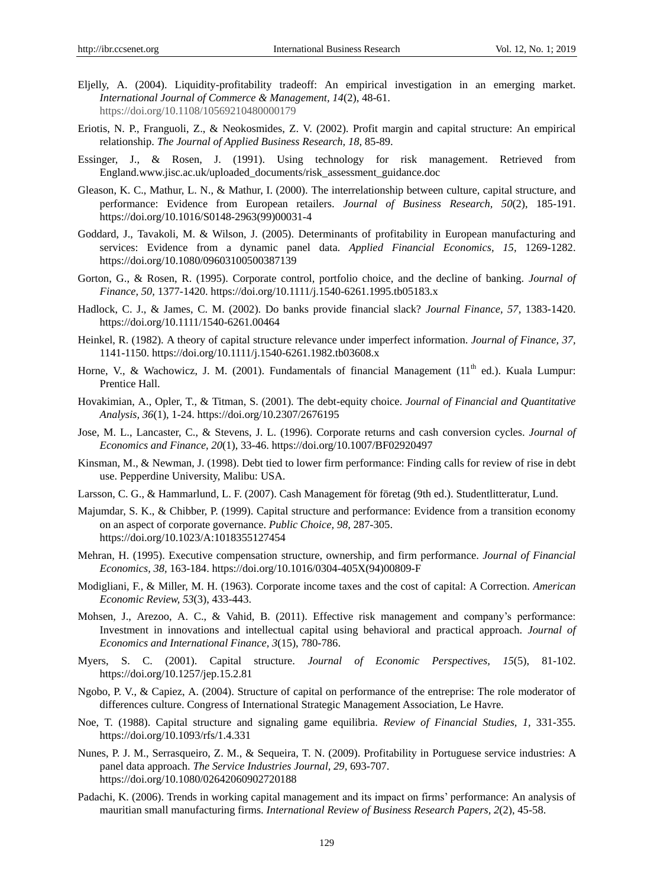Eljelly, A. (2004). Liquidity-profitability tradeoff: An empirical investigation in an emerging market. *International Journal of Commerce & Management, 14*(2), 48-61. https://doi.org/10.1108/10569210480000179

Eriotis, N. P., Franguoli, Z., & Neokosmides, Z. V. (2002). Profit margin and capital structure: An empirical relationship. *The Journal of Applied Business Research, 18,* 85-89.

Essinger, J., & Rosen, J. (1991). Using technology for risk management. Retrieved from England.www.jisc.ac.uk/uploaded_documents/risk_assessment_guidance.doc

Gleason, K. C., Mathur, L. N., & Mathur, I. (2000). The interrelationship between culture, capital structure, and performance: Evidence from European retailers. *Journal of Business Research, 50*(2), 185-191. https://doi.org/10.1016/S0148-2963(99)00031-4

Goddard, J., Tavakoli, M. & Wilson, J. (2005). Determinants of profitability in European manufacturing and services: Evidence from a dynamic panel data. *Applied Financial Economics, 15,* 1269-1282. https://doi.org/10.1080/09603100500387139

Gorton, G., & Rosen, R. (1995). Corporate control, portfolio choice, and the decline of banking. *Journal of Finance, 50,* 1377-1420. https://doi.org/10.1111/j.1540-6261.1995.tb05183.x

Hadlock, C. J., & James, C. M. (2002). Do banks provide financial slack? *Journal Finance, 57,* 1383-1420. https://doi.org/10.1111/1540-6261.00464

Heinkel, R. (1982). A theory of capital structure relevance under imperfect information. *Journal of Finance, 37,* 1141-1150. https://doi.org/10.1111/j.1540-6261.1982.tb03608.x

Horne, V., & Wachowicz, J. M. (2001). Fundamentals of financial Management (11th ed.). Kuala Lumpur: Prentice Hall.

Hovakimian, A., Opler, T., & Titman, S. (2001). The debt-equity choice. *Journal of Financial and Quantitative Analysis, 36*(1), 1-24. https://doi.org/10.2307/2676195

Jose, M. L., Lancaster, C., & Stevens, J. L. (1996). Corporate returns and cash conversion cycles. *Journal of Economics and Finance, 20*(1), 33-46. https://doi.org/10.1007/BF02920497

Kinsman, M., & Newman, J. (1998). Debt tied to lower firm performance: Finding calls for review of rise in debt use. Pepperdine University, Malibu: USA.

Larsson, C. G., & Hammarlund, L. F. (2007). Cash Management för företag (9th ed.). Studentlitteratur, Lund.

Majumdar, S. K., & Chibber, P. (1999). Capital structure and performance: Evidence from a transition economy on an aspect of corporate governance. *Public Choice, 98,* 287-305. https://doi.org/10.1023/A:1018355127454

Mehran, H. (1995). Executive compensation structure, ownership, and firm performance. *Journal of Financial Economics, 38,* 163-184. https://doi.org/10.1016/0304-405X(94)00809-F

Modigliani, F., & Miller, M. H. (1963). Corporate income taxes and the cost of capital: A Correction. *American Economic Review, 53*(3), 433-443.

Mohsen, J., Arezoo, A. C., & Vahid, B. (2011). Effective risk management and company's performance: Investment in innovations and intellectual capital using behavioral and practical approach. *Journal of Economics and International Finance, 3*(15), 780-786.

Myers, S. C. (2001). Capital structure. *Journal of Economic Perspectives, 15*(5), 81-102. https://doi.org/10.1257/jep.15.2.81

Ngobo, P. V., & Capiez, A. (2004). Structure of capital on performance of the entreprise: The role moderator of differences culture. Congress of International Strategic Management Association, Le Havre.

Noe, T. (1988). Capital structure and signaling game equilibria. *Review of Financial Studies, 1,* 331-355. https://doi.org/10.1093/rfs/1.4.331

Nunes, P. J. M., Serrasqueiro, Z. M., & Sequeira, T. N. (2009). Profitability in Portuguese service industries: A panel data approach. *The Service Industries Journal, 29,* 693-707. https://doi.org/10.1080/02642060902720188

Padachi, K. (2006). Trends in working capital management and its impact on firms' performance: An analysis of mauritian small manufacturing firms. *International Review of Business Research Papers, 2*(2), 45-58.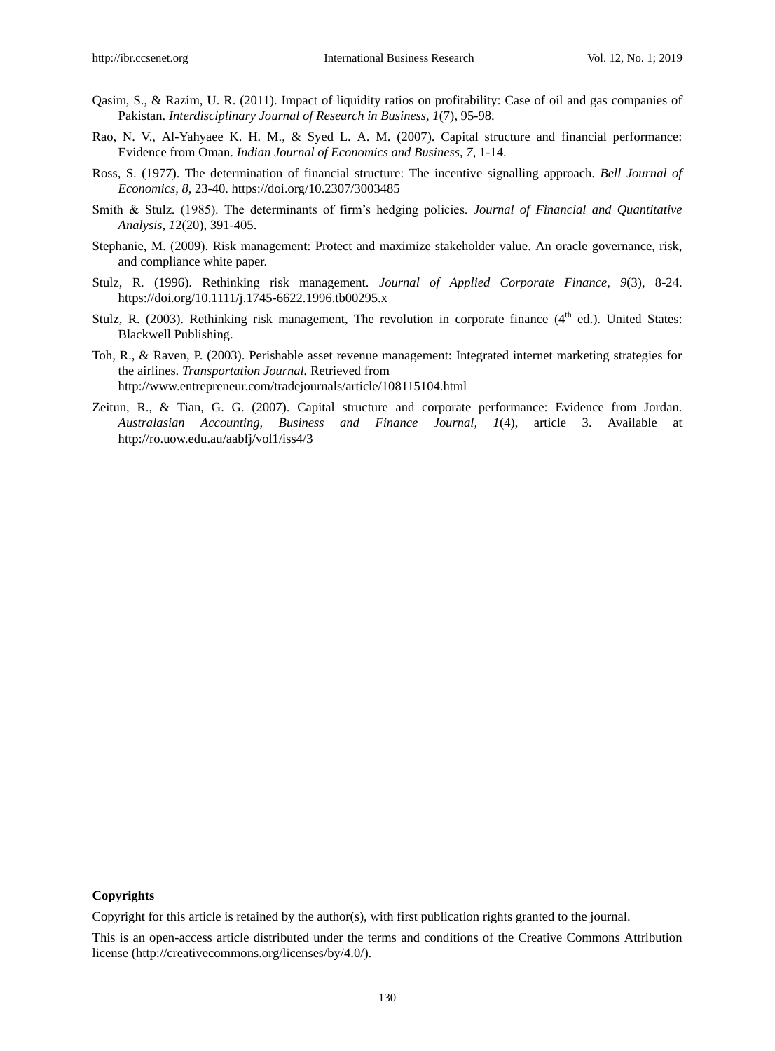Qasim, S., & Razim, U. R. (2011). Impact of liquidity ratios on profitability: Case of oil and gas companies of Pakistan. *Interdisciplinary Journal of Research in Business, 1*(7), 95-98.

Rao, N. V., Al-Yahyaee K. H. M., & Syed L. A. M. (2007). Capital structure and financial performance: Evidence from Oman. *Indian Journal of Economics and Business, 7*, 1-14.

Ross, S. (1977). The determination of financial structure: The incentive signalling approach. *Bell Journal of Economics, 8*, 23-40. https://doi.org/10.2307/3003485

Smith & Stulz. (1985). The determinants of firm's hedging policies. *Journal of Financial and Quantitative Analysis, 1*2(20), 391-405.

Stephanie, M. (2009). Risk management: Protect and maximize stakeholder value. An oracle governance, risk, and compliance white paper.

Stulz, R. (1996). Rethinking risk management. *Journal of Applied Corporate Finance, 9*(3), 8-24. https://doi.org/10.1111/j.1745-6622.1996.tb00295.x

Stulz, R. (2003). Rethinking risk management, The revolution in corporate finance (4th ed.). United States: Blackwell Publishing.

Toh, R., & Raven, P. (2003). Perishable asset revenue management: Integrated internet marketing strategies for the airlines. *Transportation Journal.* Retrieved from http://www.entrepreneur.com/tradejournals/article/108115104.html

Zeitun, R., & Tian, G. G. (2007). Capital structure and corporate performance: Evidence from Jordan. *Australasian Accounting, Business and Finance Journal, 1*(4), article 3. Available at http://ro.uow.edu.au/aabfj/vol1/iss4/3

**Copyrights**

Copyright for this article is retained by the author(s), with first publication rights granted to the journal.

This is an open-access article distributed under the terms and conditions of the Creative Commons Attribution license (http://creativecommons.org/licenses/by/4.0/).